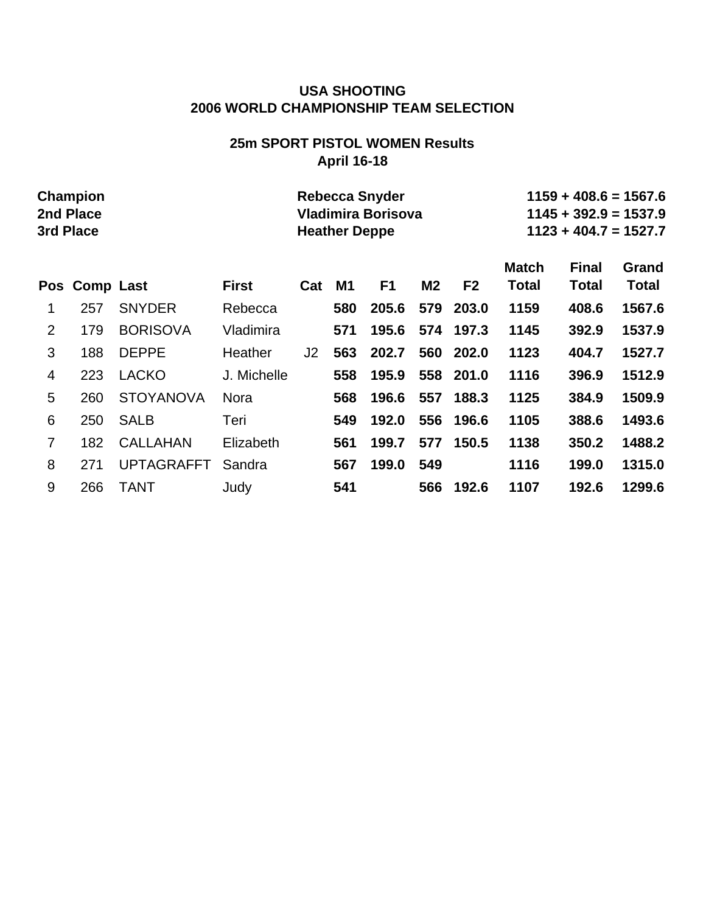**USA SHOOTING**
**2006 WORLD CHAMPIONSHIP TEAM SELECTION**

**25m SPORT PISTOL WOMEN Results**
**April 16-18**

| | | |
|---|---|---|
| **Champion** | **Rebecca Snyder** | **1159 + 408.6 = 1567.6** |
| **2nd Place** | **Vladimira Borisova** | **1145 + 392.9 = 1537.9** |
| **3rd Place** | **Heather Deppe** | **1123 + 404.7 = 1527.7** |

| Pos | Comp | Last | First | Cat | M1 | F1 | M2 | F2 | Match Total | Final Total | Grand Total |
|---|---|---|---|---|---|---|---|---|---|---|---|
| 1 | 257 | SNYDER | Rebecca | | **580** | **205.6** | **579** | **203.0** | **1159** | **408.6** | **1567.6** |
| 2 | 179 | BORISOVA | Vladimira | | **571** | **195.6** | **574** | **197.3** | **1145** | **392.9** | **1537.9** |
| 3 | 188 | DEPPE | Heather | J2 | **563** | **202.7** | **560** | **202.0** | **1123** | **404.7** | **1527.7** |
| 4 | 223 | LACKO | J. Michelle | | **558** | **195.9** | **558** | **201.0** | **1116** | **396.9** | **1512.9** |
| 5 | 260 | STOYANOVA | Nora | | **568** | **196.6** | **557** | **188.3** | **1125** | **384.9** | **1509.9** |
| 6 | 250 | SALB | Teri | | **549** | **192.0** | **556** | **196.6** | **1105** | **388.6** | **1493.6** |
| 7 | 182 | CALLAHAN | Elizabeth | | **561** | **199.7** | **577** | **150.5** | **1138** | **350.2** | **1488.2** |
| 8 | 271 | UPTAGRAFFT | Sandra | | **567** | **199.0** | **549** | | **1116** | **199.0** | **1315.0** |
| 9 | 266 | TANT | Judy | | **541** | | **566** | **192.6** | **1107** | **192.6** | **1299.6** |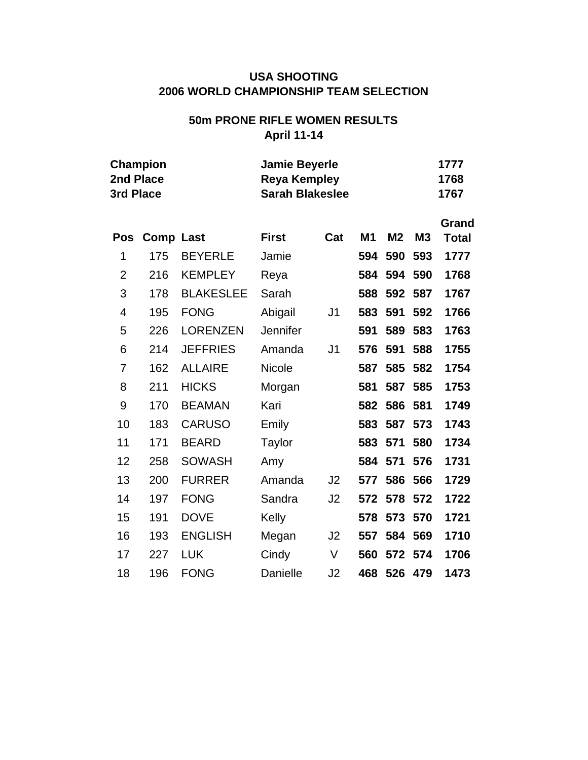**USA SHOOTING**
**2006 WORLD CHAMPIONSHIP TEAM SELECTION**

**50m PRONE RIFLE WOMEN RESULTS**
**April 11-14**

| | | |
|---|---|---|
| **Champion** | **Jamie Beyerle** | **1777** |
| **2nd Place** | **Reya Kempley** | **1768** |
| **3rd Place** | **Sarah Blakeslee** | **1767** |

| Pos | Comp | Last | First | Cat | M1 | M2 | M3 | Grand Total |
|---|---|---|---|---|---|---|---|---|
| 1 | 175 | BEYERLE | Jamie | | **594** | **590** | **593** | **1777** |
| 2 | 216 | KEMPLEY | Reya | | **584** | **594** | **590** | **1768** |
| 3 | 178 | BLAKESLEE | Sarah | | **588** | **592** | **587** | **1767** |
| 4 | 195 | FONG | Abigail | J1 | **583** | **591** | **592** | **1766** |
| 5 | 226 | LORENZEN | Jennifer | | **591** | **589** | **583** | **1763** |
| 6 | 214 | JEFFRIES | Amanda | J1 | **576** | **591** | **588** | **1755** |
| 7 | 162 | ALLAIRE | Nicole | | **587** | **585** | **582** | **1754** |
| 8 | 211 | HICKS | Morgan | | **581** | **587** | **585** | **1753** |
| 9 | 170 | BEAMAN | Kari | | **582** | **586** | **581** | **1749** |
| 10 | 183 | CARUSO | Emily | | **583** | **587** | **573** | **1743** |
| 11 | 171 | BEARD | Taylor | | **583** | **571** | **580** | **1734** |
| 12 | 258 | SOWASH | Amy | | **584** | **571** | **576** | **1731** |
| 13 | 200 | FURRER | Amanda | J2 | **577** | **586** | **566** | **1729** |
| 14 | 197 | FONG | Sandra | J2 | **572** | **578** | **572** | **1722** |
| 15 | 191 | DOVE | Kelly | | **578** | **573** | **570** | **1721** |
| 16 | 193 | ENGLISH | Megan | J2 | **557** | **584** | **569** | **1710** |
| 17 | 227 | LUK | Cindy | V | **560** | **572** | **574** | **1706** |
| 18 | 196 | FONG | Danielle | J2 | **468** | **526** | **479** | **1473** |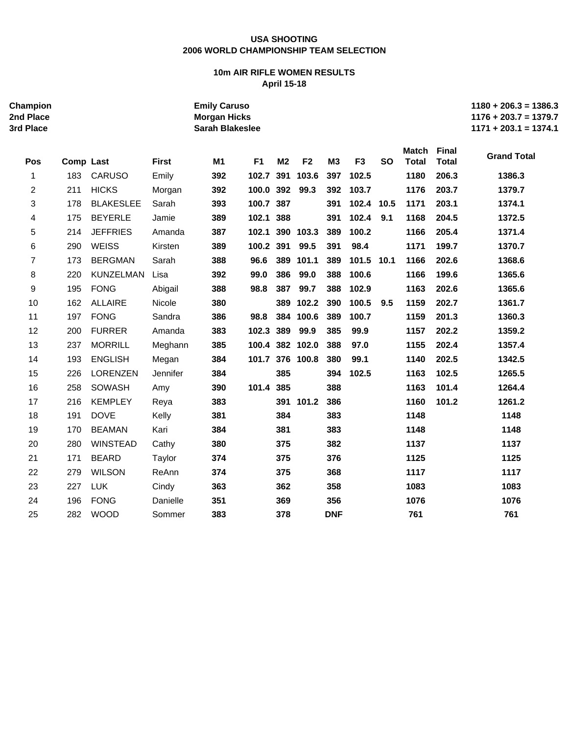**USA SHOOTING**
**2006 WORLD CHAMPIONSHIP TEAM SELECTION**

**10m AIR RIFLE WOMEN RESULTS**
**April 15-18**

| | | |
|---|---|---|
| **Champion** | **Emily Caruso** | **1180 + 206.3 = 1386.3** |
| **2nd Place** | **Morgan Hicks** | **1176 + 203.7 = 1379.7** |
| **3rd Place** | **Sarah Blakeslee** | **1171 + 203.1 = 1374.1** |

| Pos | Comp | Last | First | M1 | F1 | M2 | F2 | M3 | F3 | SO | Match Total | Final Total | Grand Total |
|---|---|---|---|---|---|---|---|---|---|---|---|---|---|
| 1 | 183 | CARUSO | Emily | **392** | **102.7** | **391** | **103.6** | **397** | **102.5** | | **1180** | **206.3** | **1386.3** |
| 2 | 211 | HICKS | Morgan | **392** | **100.0** | **392** | **99.3** | **392** | **103.7** | | **1176** | **203.7** | **1379.7** |
| 3 | 178 | BLAKESLEE | Sarah | **393** | **100.7** | **387** | | **391** | **102.4** | **10.5** | **1171** | **203.1** | **1374.1** |
| 4 | 175 | BEYERLE | Jamie | **389** | **102.1** | **388** | | **391** | **102.4** | **9.1** | **1168** | **204.5** | **1372.5** |
| 5 | 214 | JEFFRIES | Amanda | **387** | **102.1** | **390** | **103.3** | **389** | **100.2** | | **1166** | **205.4** | **1371.4** |
| 6 | 290 | WEISS | Kirsten | **389** | **100.2** | **391** | **99.5** | **391** | **98.4** | | **1171** | **199.7** | **1370.7** |
| 7 | 173 | BERGMAN | Sarah | **388** | **96.6** | **389** | **101.1** | **389** | **101.5** | **10.1** | **1166** | **202.6** | **1368.6** |
| 8 | 220 | KUNZELMAN | Lisa | **392** | **99.0** | **386** | **99.0** | **388** | **100.6** | | **1166** | **199.6** | **1365.6** |
| 9 | 195 | FONG | Abigail | **388** | **98.8** | **387** | **99.7** | **388** | **102.9** | | **1163** | **202.6** | **1365.6** |
| 10 | 162 | ALLAIRE | Nicole | **380** | | **389** | **102.2** | **390** | **100.5** | **9.5** | **1159** | **202.7** | **1361.7** |
| 11 | 197 | FONG | Sandra | **386** | **98.8** | **384** | **100.6** | **389** | **100.7** | | **1159** | **201.3** | **1360.3** |
| 12 | 200 | FURRER | Amanda | **383** | **102.3** | **389** | **99.9** | **385** | **99.9** | | **1157** | **202.2** | **1359.2** |
| 13 | 237 | MORRILL | Meghann | **385** | **100.4** | **382** | **102.0** | **388** | **97.0** | | **1155** | **202.4** | **1357.4** |
| 14 | 193 | ENGLISH | Megan | **384** | **101.7** | **376** | **100.8** | **380** | **99.1** | | **1140** | **202.5** | **1342.5** |
| 15 | 226 | LORENZEN | Jennifer | **384** | | **385** | | **394** | **102.5** | | **1163** | **102.5** | **1265.5** |
| 16 | 258 | SOWASH | Amy | **390** | **101.4** | **385** | | **388** | | | **1163** | **101.4** | **1264.4** |
| 17 | 216 | KEMPLEY | Reya | **383** | | **391** | **101.2** | **386** | | | **1160** | **101.2** | **1261.2** |
| 18 | 191 | DOVE | Kelly | **381** | | **384** | | **383** | | | **1148** | | **1148** |
| 19 | 170 | BEAMAN | Kari | **384** | | **381** | | **383** | | | **1148** | | **1148** |
| 20 | 280 | WINSTEAD | Cathy | **380** | | **375** | | **382** | | | **1137** | | **1137** |
| 21 | 171 | BEARD | Taylor | **374** | | **375** | | **376** | | | **1125** | | **1125** |
| 22 | 279 | WILSON | ReAnn | **374** | | **375** | | **368** | | | **1117** | | **1117** |
| 23 | 227 | LUK | Cindy | **363** | | **362** | | **358** | | | **1083** | | **1083** |
| 24 | 196 | FONG | Danielle | **351** | | **369** | | **356** | | | **1076** | | **1076** |
| 25 | 282 | WOOD | Sommer | **383** | | **378** | | **DNF** | | | **761** | | **761** |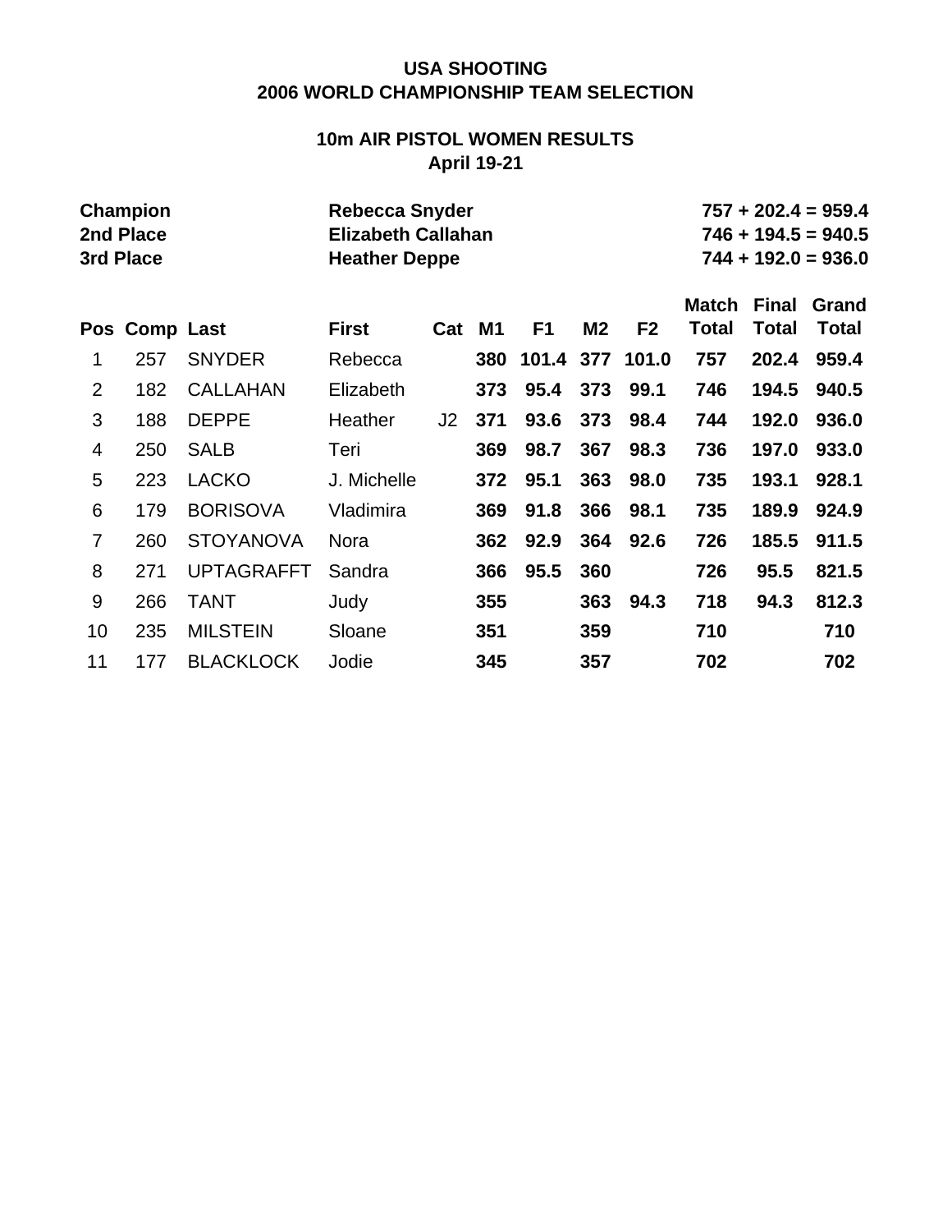**USA SHOOTING**
**2006 WORLD CHAMPIONSHIP TEAM SELECTION**

**10m AIR PISTOL WOMEN RESULTS**
**April 19-21**

| | | |
|---|---|---|
| **Champion** | **Rebecca Snyder** | **757 + 202.4 = 959.4** |
| **2nd Place** | **Elizabeth Callahan** | **746 + 194.5 = 940.5** |
| **3rd Place** | **Heather Deppe** | **744 + 192.0 = 936.0** |

| Pos | Comp | Last | First | Cat | M1 | F1 | M2 | F2 | Match Total | Final Total | Grand Total |
|---|---|---|---|---|---|---|---|---|---|---|---|
| 1 | 257 | SNYDER | Rebecca | | **380** | **101.4** | **377** | **101.0** | **757** | **202.4** | **959.4** |
| 2 | 182 | CALLAHAN | Elizabeth | | **373** | **95.4** | **373** | **99.1** | **746** | **194.5** | **940.5** |
| 3 | 188 | DEPPE | Heather | J2 | **371** | **93.6** | **373** | **98.4** | **744** | **192.0** | **936.0** |
| 4 | 250 | SALB | Teri | | **369** | **98.7** | **367** | **98.3** | **736** | **197.0** | **933.0** |
| 5 | 223 | LACKO | J. Michelle | | **372** | **95.1** | **363** | **98.0** | **735** | **193.1** | **928.1** |
| 6 | 179 | BORISOVA | Vladimira | | **369** | **91.8** | **366** | **98.1** | **735** | **189.9** | **924.9** |
| 7 | 260 | STOYANOVA | Nora | | **362** | **92.9** | **364** | **92.6** | **726** | **185.5** | **911.5** |
| 8 | 271 | UPTAGRAFFT | Sandra | | **366** | **95.5** | **360** | | **726** | **95.5** | **821.5** |
| 9 | 266 | TANT | Judy | | **355** | | **363** | **94.3** | **718** | **94.3** | **812.3** |
| 10 | 235 | MILSTEIN | Sloane | | **351** | | **359** | | **710** | | **710** |
| 11 | 177 | BLACKLOCK | Jodie | | **345** | | **357** | | **702** | | **702** |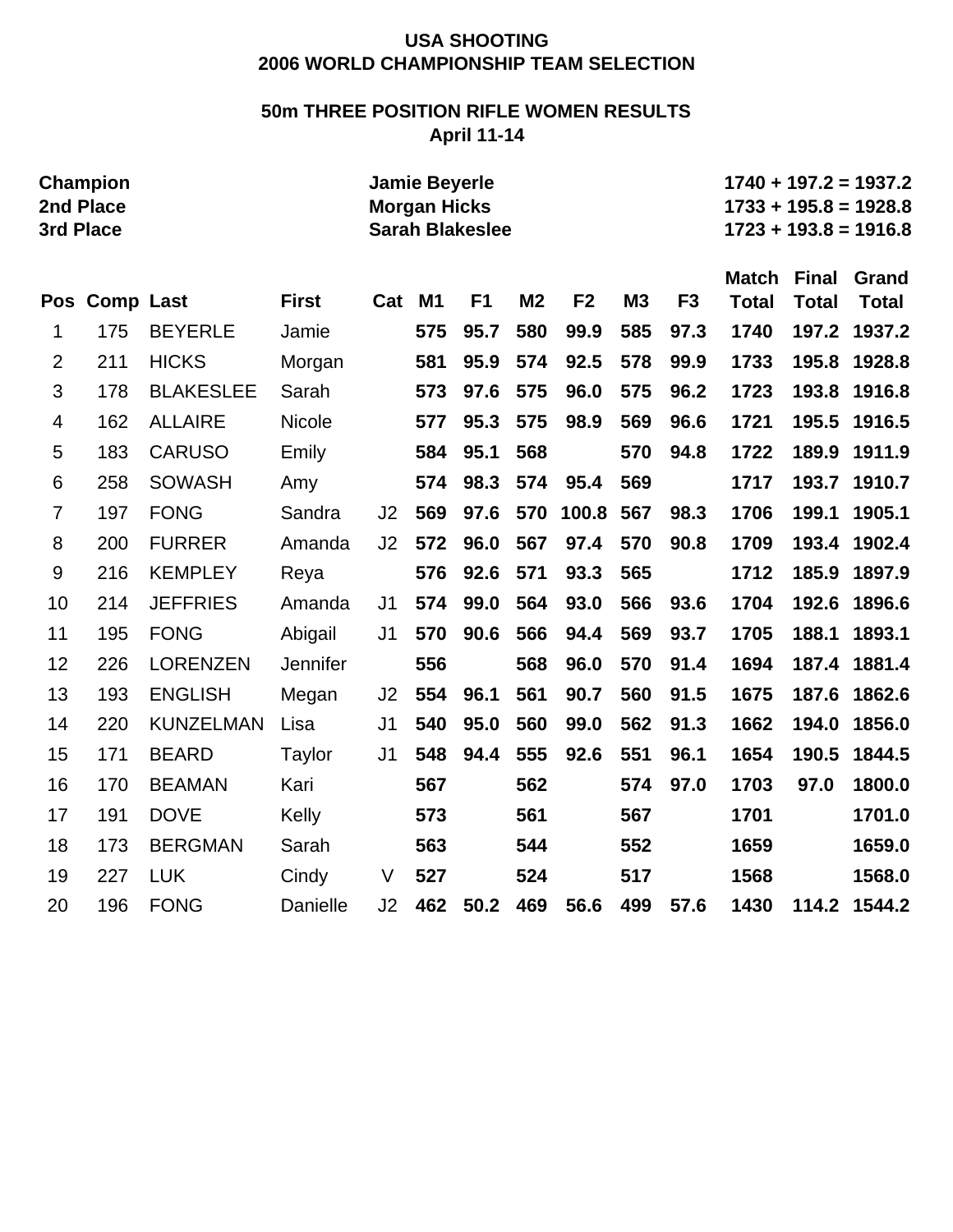**USA SHOOTING**
**2006 WORLD CHAMPIONSHIP TEAM SELECTION**

**50m THREE POSITION RIFLE WOMEN RESULTS**
**April 11-14**

| | | |
|---|---|---|
| **Champion** | **Jamie Beyerle** | **1740 + 197.2 = 1937.2** |
| **2nd Place** | **Morgan Hicks** | **1733 + 195.8 = 1928.8** |
| **3rd Place** | **Sarah Blakeslee** | **1723 + 193.8 = 1916.8** |

| Pos | Comp | Last | First | Cat | M1 | F1 | M2 | F2 | M3 | F3 | Match Total | Final Total | Grand Total |
|---|---|---|---|---|---|---|---|---|---|---|---|---|---|
| 1 | 175 | BEYERLE | Jamie | | 575 | 95.7 | 580 | 99.9 | 585 | 97.3 | 1740 | 197.2 | 1937.2 |
| 2 | 211 | HICKS | Morgan | | 581 | 95.9 | 574 | 92.5 | 578 | 99.9 | 1733 | 195.8 | 1928.8 |
| 3 | 178 | BLAKESLEE | Sarah | | 573 | 97.6 | 575 | 96.0 | 575 | 96.2 | 1723 | 193.8 | 1916.8 |
| 4 | 162 | ALLAIRE | Nicole | | 577 | 95.3 | 575 | 98.9 | 569 | 96.6 | 1721 | 195.5 | 1916.5 |
| 5 | 183 | CARUSO | Emily | | 584 | 95.1 | 568 | | 570 | 94.8 | 1722 | 189.9 | 1911.9 |
| 6 | 258 | SOWASH | Amy | | 574 | 98.3 | 574 | 95.4 | 569 | | 1717 | 193.7 | 1910.7 |
| 7 | 197 | FONG | Sandra | J2 | 569 | 97.6 | 570 | 100.8 | 567 | 98.3 | 1706 | 199.1 | 1905.1 |
| 8 | 200 | FURRER | Amanda | J2 | 572 | 96.0 | 567 | 97.4 | 570 | 90.8 | 1709 | 193.4 | 1902.4 |
| 9 | 216 | KEMPLEY | Reya | | 576 | 92.6 | 571 | 93.3 | 565 | | 1712 | 185.9 | 1897.9 |
| 10 | 214 | JEFFRIES | Amanda | J1 | 574 | 99.0 | 564 | 93.0 | 566 | 93.6 | 1704 | 192.6 | 1896.6 |
| 11 | 195 | FONG | Abigail | J1 | 570 | 90.6 | 566 | 94.4 | 569 | 93.7 | 1705 | 188.1 | 1893.1 |
| 12 | 226 | LORENZEN | Jennifer | | 556 | | 568 | 96.0 | 570 | 91.4 | 1694 | 187.4 | 1881.4 |
| 13 | 193 | ENGLISH | Megan | J2 | 554 | 96.1 | 561 | 90.7 | 560 | 91.5 | 1675 | 187.6 | 1862.6 |
| 14 | 220 | KUNZELMAN | Lisa | J1 | 540 | 95.0 | 560 | 99.0 | 562 | 91.3 | 1662 | 194.0 | 1856.0 |
| 15 | 171 | BEARD | Taylor | J1 | 548 | 94.4 | 555 | 92.6 | 551 | 96.1 | 1654 | 190.5 | 1844.5 |
| 16 | 170 | BEAMAN | Kari | | 567 | | 562 | | 574 | 97.0 | 1703 | 97.0 | 1800.0 |
| 17 | 191 | DOVE | Kelly | | 573 | | 561 | | 567 | | 1701 | | 1701.0 |
| 18 | 173 | BERGMAN | Sarah | | 563 | | 544 | | 552 | | 1659 | | 1659.0 |
| 19 | 227 | LUK | Cindy | V | 527 | | 524 | | 517 | | 1568 | | 1568.0 |
| 20 | 196 | FONG | Danielle | J2 | 462 | 50.2 | 469 | 56.6 | 499 | 57.6 | 1430 | 114.2 | 1544.2 |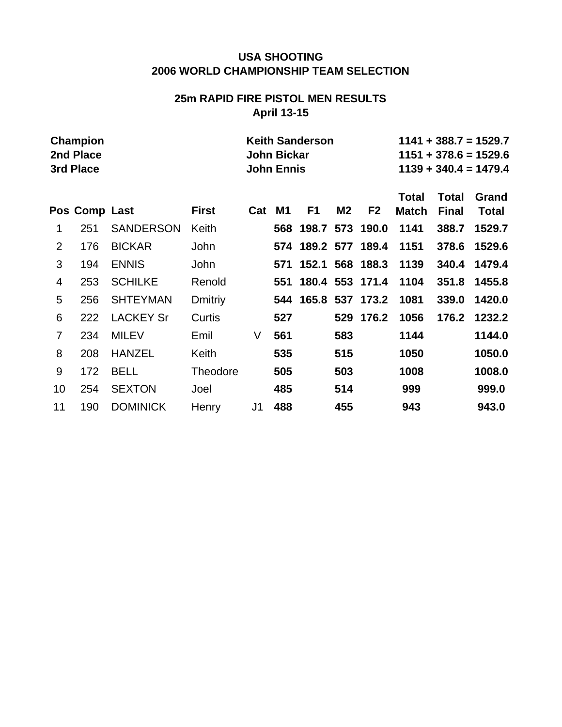**USA SHOOTING**
**2006 WORLD CHAMPIONSHIP TEAM SELECTION**

**25m RAPID FIRE PISTOL MEN RESULTS**
**April 13-15**

| | | |
|---|---|---|
| **Champion** | **Keith Sanderson** | **1141 + 388.7 = 1529.7** |
| **2nd Place** | **John Bickar** | **1151 + 378.6 = 1529.6** |
| **3rd Place** | **John Ennis** | **1139 + 340.4 = 1479.4** |

| Pos | Comp | Last | First | Cat | M1 | F1 | M2 | F2 | Total Match | Total Final | Grand Total |
|---|---|---|---|---|---|---|---|---|---|---|---|
| 1 | 251 | SANDERSON | Keith | | **568** | **198.7** | **573** | **190.0** | **1141** | **388.7** | **1529.7** |
| 2 | 176 | BICKAR | John | | **574** | **189.2** | **577** | **189.4** | **1151** | **378.6** | **1529.6** |
| 3 | 194 | ENNIS | John | | **571** | **152.1** | **568** | **188.3** | **1139** | **340.4** | **1479.4** |
| 4 | 253 | SCHILKE | Renold | | **551** | **180.4** | **553** | **171.4** | **1104** | **351.8** | **1455.8** |
| 5 | 256 | SHTEYMAN | Dmitriy | | **544** | **165.8** | **537** | **173.2** | **1081** | **339.0** | **1420.0** |
| 6 | 222 | LACKEY Sr | Curtis | | **527** | | **529** | **176.2** | **1056** | **176.2** | **1232.2** |
| 7 | 234 | MILEV | Emil | V | **561** | | **583** | | **1144** | | **1144.0** |
| 8 | 208 | HANZEL | Keith | | **535** | | **515** | | **1050** | | **1050.0** |
| 9 | 172 | BELL | Theodore | | **505** | | **503** | | **1008** | | **1008.0** |
| 10 | 254 | SEXTON | Joel | | **485** | | **514** | | **999** | | **999.0** |
| 11 | 190 | DOMINICK | Henry | J1 | **488** | | **455** | | **943** | | **943.0** |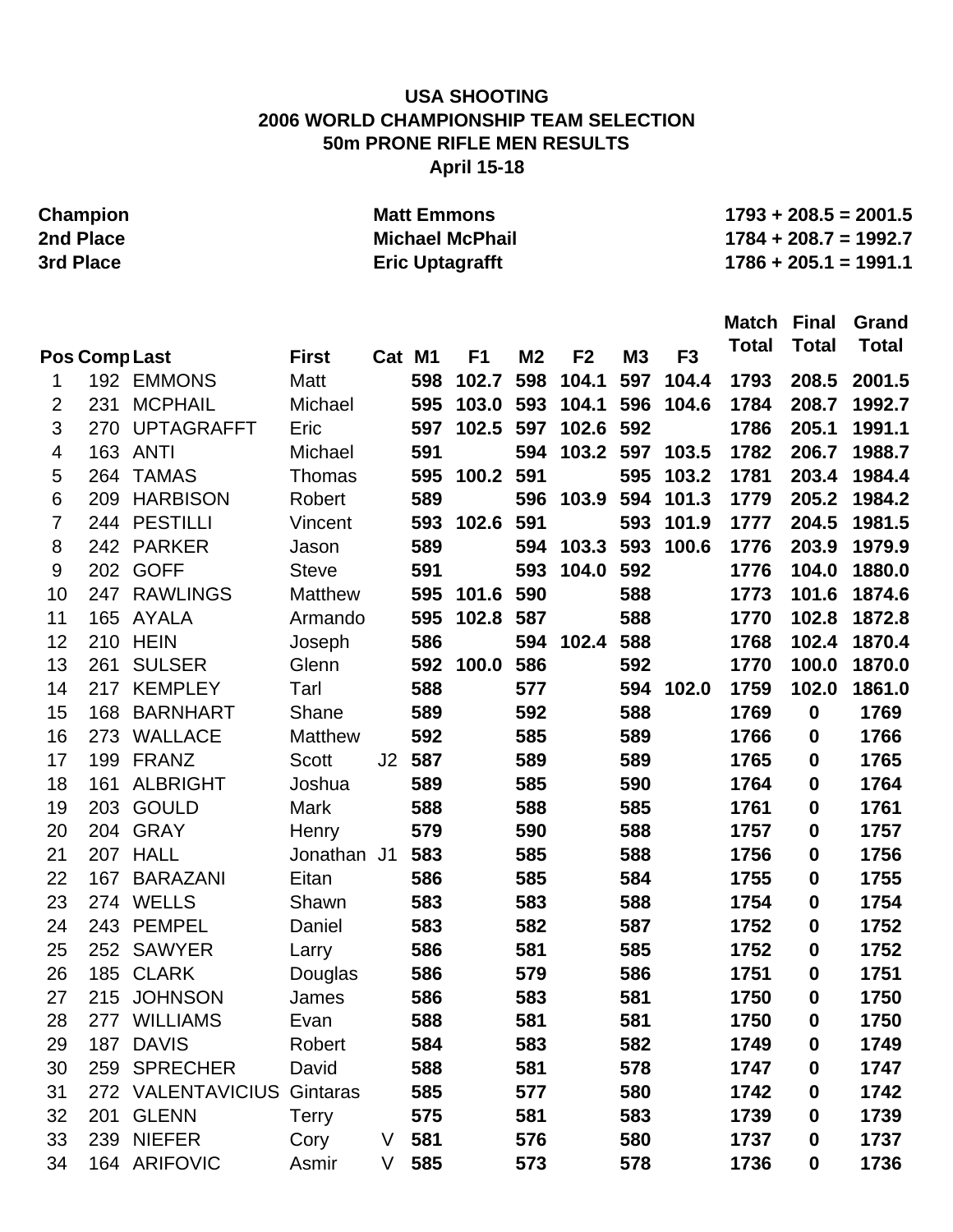**USA SHOOTING**
**2006 WORLD CHAMPIONSHIP TEAM SELECTION**
**50m PRONE RIFLE MEN RESULTS**
**April 15-18**

| | | |
|---|---|---|
| **Champion** | **Matt Emmons** | **1793 + 208.5 = 2001.5** |
| **2nd Place** | **Michael McPhail** | **1784 + 208.7 = 1992.7** |
| **3rd Place** | **Eric Uptagrafft** | **1786 + 205.1 = 1991.1** |

| Pos | Comp | Last | First | Cat | M1 | F1 | M2 | F2 | M3 | F3 | Match Total | Final Total | Grand Total |
|---|---|---|---|---|---|---|---|---|---|---|---|---|---|
| 1 | 192 | EMMONS | Matt | | 598 | 102.7 | 598 | 104.1 | 597 | 104.4 | 1793 | 208.5 | 2001.5 |
| 2 | 231 | MCPHAIL | Michael | | 595 | 103.0 | 593 | 104.1 | 596 | 104.6 | 1784 | 208.7 | 1992.7 |
| 3 | 270 | UPTAGRAFFT | Eric | | 597 | 102.5 | 597 | 102.6 | 592 | | 1786 | 205.1 | 1991.1 |
| 4 | 163 | ANTI | Michael | | 591 | | 594 | 103.2 | 597 | 103.5 | 1782 | 206.7 | 1988.7 |
| 5 | 264 | TAMAS | Thomas | | 595 | 100.2 | 591 | | 595 | 103.2 | 1781 | 203.4 | 1984.4 |
| 6 | 209 | HARBISON | Robert | | 589 | | 596 | 103.9 | 594 | 101.3 | 1779 | 205.2 | 1984.2 |
| 7 | 244 | PESTILLI | Vincent | | 593 | 102.6 | 591 | | 593 | 101.9 | 1777 | 204.5 | 1981.5 |
| 8 | 242 | PARKER | Jason | | 589 | | 594 | 103.3 | 593 | 100.6 | 1776 | 203.9 | 1979.9 |
| 9 | 202 | GOFF | Steve | | 591 | | 593 | 104.0 | 592 | | 1776 | 104.0 | 1880.0 |
| 10 | 247 | RAWLINGS | Matthew | | 595 | 101.6 | 590 | | 588 | | 1773 | 101.6 | 1874.6 |
| 11 | 165 | AYALA | Armando | | 595 | 102.8 | 587 | | 588 | | 1770 | 102.8 | 1872.8 |
| 12 | 210 | HEIN | Joseph | | 586 | | 594 | 102.4 | 588 | | 1768 | 102.4 | 1870.4 |
| 13 | 261 | SULSER | Glenn | | 592 | 100.0 | 586 | | 592 | | 1770 | 100.0 | 1870.0 |
| 14 | 217 | KEMPLEY | Tarl | | 588 | | 577 | | 594 | 102.0 | 1759 | 102.0 | 1861.0 |
| 15 | 168 | BARNHART | Shane | | 589 | | 592 | | 588 | | 1769 | 0 | 1769 |
| 16 | 273 | WALLACE | Matthew | | 592 | | 585 | | 589 | | 1766 | 0 | 1766 |
| 17 | 199 | FRANZ | Scott | J2 | 587 | | 589 | | 589 | | 1765 | 0 | 1765 |
| 18 | 161 | ALBRIGHT | Joshua | | 589 | | 585 | | 590 | | 1764 | 0 | 1764 |
| 19 | 203 | GOULD | Mark | | 588 | | 588 | | 585 | | 1761 | 0 | 1761 |
| 20 | 204 | GRAY | Henry | | 579 | | 590 | | 588 | | 1757 | 0 | 1757 |
| 21 | 207 | HALL | Jonathan | J1 | 583 | | 585 | | 588 | | 1756 | 0 | 1756 |
| 22 | 167 | BARAZANI | Eitan | | 586 | | 585 | | 584 | | 1755 | 0 | 1755 |
| 23 | 274 | WELLS | Shawn | | 583 | | 583 | | 588 | | 1754 | 0 | 1754 |
| 24 | 243 | PEMPEL | Daniel | | 583 | | 582 | | 587 | | 1752 | 0 | 1752 |
| 25 | 252 | SAWYER | Larry | | 586 | | 581 | | 585 | | 1752 | 0 | 1752 |
| 26 | 185 | CLARK | Douglas | | 586 | | 579 | | 586 | | 1751 | 0 | 1751 |
| 27 | 215 | JOHNSON | James | | 586 | | 583 | | 581 | | 1750 | 0 | 1750 |
| 28 | 277 | WILLIAMS | Evan | | 588 | | 581 | | 581 | | 1750 | 0 | 1750 |
| 29 | 187 | DAVIS | Robert | | 584 | | 583 | | 582 | | 1749 | 0 | 1749 |
| 30 | 259 | SPRECHER | David | | 588 | | 581 | | 578 | | 1747 | 0 | 1747 |
| 31 | 272 | VALENTAVICIUS | Gintaras | | 585 | | 577 | | 580 | | 1742 | 0 | 1742 |
| 32 | 201 | GLENN | Terry | | 575 | | 581 | | 583 | | 1739 | 0 | 1739 |
| 33 | 239 | NIEFER | Cory | V | 581 | | 576 | | 580 | | 1737 | 0 | 1737 |
| 34 | 164 | ARIFOVIC | Asmir | V | 585 | | 573 | | 578 | | 1736 | 0 | 1736 |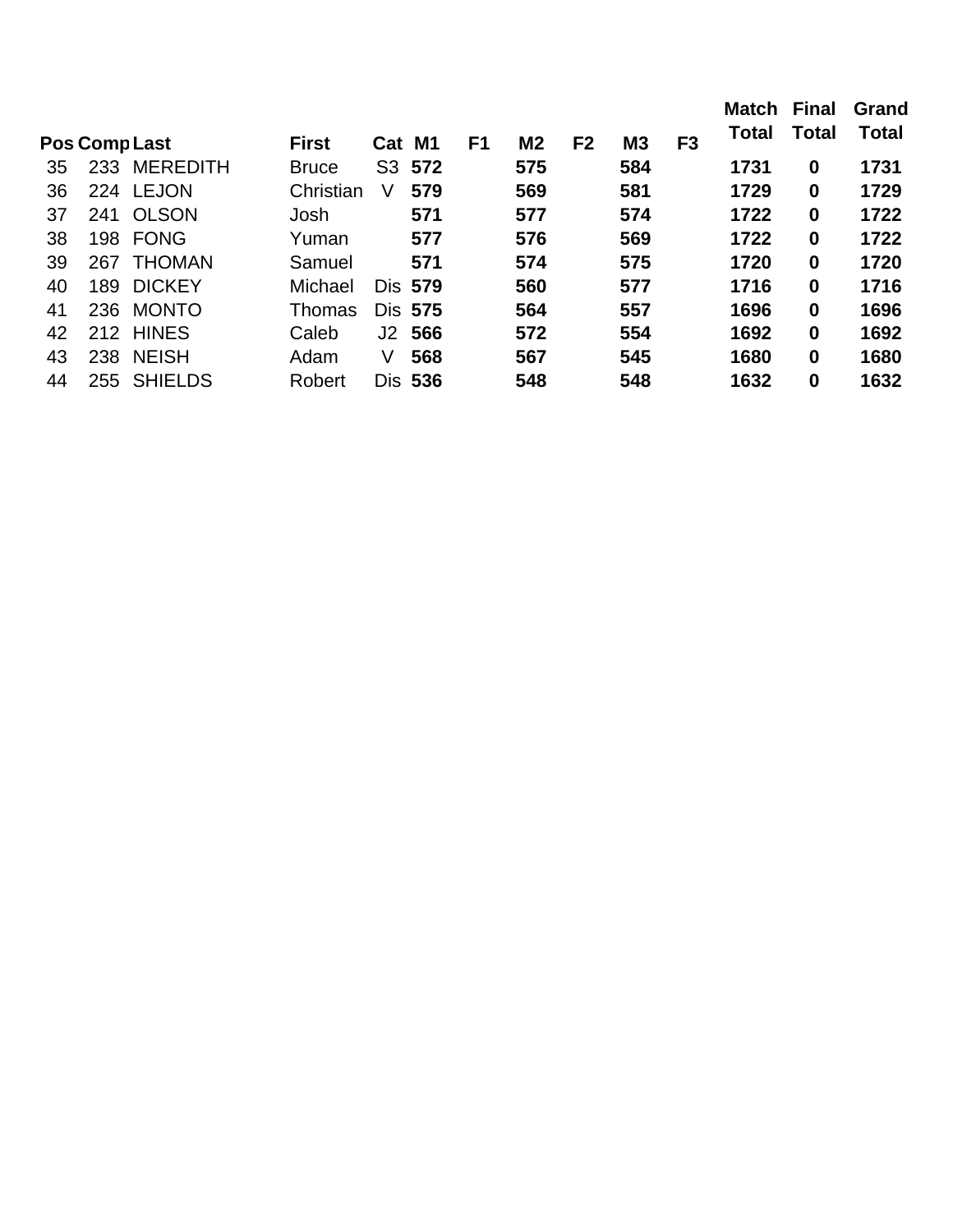| Pos | Comp | Last | First | Cat | M1 | F1 | M2 | F2 | M3 | F3 | Match Total | Final Total | Grand Total |
|---|---|---|---|---|---|---|---|---|---|---|---|---|---|
| 35 | 233 | MEREDITH | Bruce | S3 | **572** | | **575** | | **584** | | **1731** | **0** | **1731** |
| 36 | 224 | LEJON | Christian | V | **579** | | **569** | | **581** | | **1729** | **0** | **1729** |
| 37 | 241 | OLSON | Josh | | **571** | | **577** | | **574** | | **1722** | **0** | **1722** |
| 38 | 198 | FONG | Yuman | | **577** | | **576** | | **569** | | **1722** | **0** | **1722** |
| 39 | 267 | THOMAN | Samuel | | **571** | | **574** | | **575** | | **1720** | **0** | **1720** |
| 40 | 189 | DICKEY | Michael | Dis | **579** | | **560** | | **577** | | **1716** | **0** | **1716** |
| 41 | 236 | MONTO | Thomas | Dis | **575** | | **564** | | **557** | | **1696** | **0** | **1696** |
| 42 | 212 | HINES | Caleb | J2 | **566** | | **572** | | **554** | | **1692** | **0** | **1692** |
| 43 | 238 | NEISH | Adam | V | **568** | | **567** | | **545** | | **1680** | **0** | **1680** |
| 44 | 255 | SHIELDS | Robert | Dis | **536** | | **548** | | **548** | | **1632** | **0** | **1632** |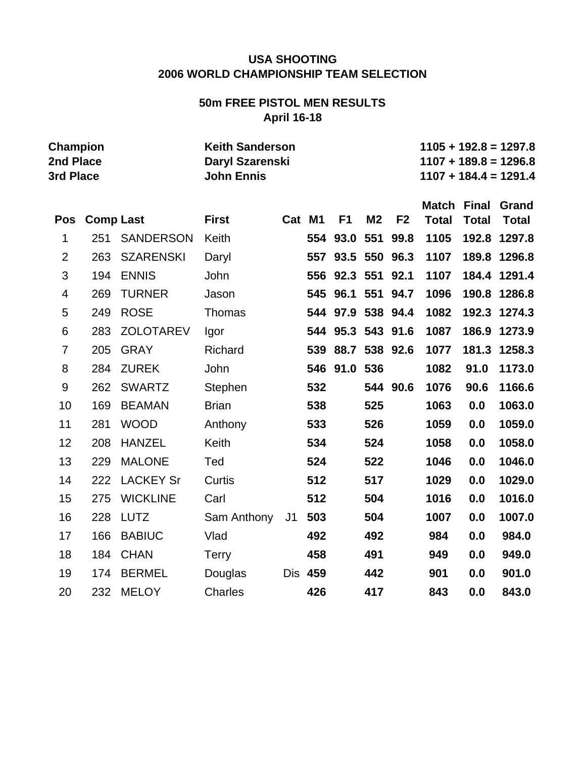**USA SHOOTING**
**2006 WORLD CHAMPIONSHIP TEAM SELECTION**

**50m FREE PISTOL MEN RESULTS**
**April 16-18**

| | | |
|---|---|---|
| **Champion** | **Keith Sanderson** | **1105 + 192.8 = 1297.8** |
| **2nd Place** | **Daryl Szarenski** | **1107 + 189.8 = 1296.8** |
| **3rd Place** | **John Ennis** | **1107 + 184.4 = 1291.4** |

| Pos | Comp | Last | First | Cat | M1 | F1 | M2 | F2 | Match Total | Final Total | Grand Total |
|---|---|---|---|---|---|---|---|---|---|---|---|
| 1 | 251 | SANDERSON | Keith | | 554 | 93.0 | 551 | 99.8 | 1105 | 192.8 | 1297.8 |
| 2 | 263 | SZARENSKI | Daryl | | 557 | 93.5 | 550 | 96.3 | 1107 | 189.8 | 1296.8 |
| 3 | 194 | ENNIS | John | | 556 | 92.3 | 551 | 92.1 | 1107 | 184.4 | 1291.4 |
| 4 | 269 | TURNER | Jason | | 545 | 96.1 | 551 | 94.7 | 1096 | 190.8 | 1286.8 |
| 5 | 249 | ROSE | Thomas | | 544 | 97.9 | 538 | 94.4 | 1082 | 192.3 | 1274.3 |
| 6 | 283 | ZOLOTAREV | Igor | | 544 | 95.3 | 543 | 91.6 | 1087 | 186.9 | 1273.9 |
| 7 | 205 | GRAY | Richard | | 539 | 88.7 | 538 | 92.6 | 1077 | 181.3 | 1258.3 |
| 8 | 284 | ZUREK | John | | 546 | 91.0 | 536 | | 1082 | 91.0 | 1173.0 |
| 9 | 262 | SWARTZ | Stephen | | 532 | | 544 | 90.6 | 1076 | 90.6 | 1166.6 |
| 10 | 169 | BEAMAN | Brian | | 538 | | 525 | | 1063 | 0.0 | 1063.0 |
| 11 | 281 | WOOD | Anthony | | 533 | | 526 | | 1059 | 0.0 | 1059.0 |
| 12 | 208 | HANZEL | Keith | | 534 | | 524 | | 1058 | 0.0 | 1058.0 |
| 13 | 229 | MALONE | Ted | | 524 | | 522 | | 1046 | 0.0 | 1046.0 |
| 14 | 222 | LACKEY Sr | Curtis | | 512 | | 517 | | 1029 | 0.0 | 1029.0 |
| 15 | 275 | WICKLINE | Carl | | 512 | | 504 | | 1016 | 0.0 | 1016.0 |
| 16 | 228 | LUTZ | Sam Anthony | J1 | 503 | | 504 | | 1007 | 0.0 | 1007.0 |
| 17 | 166 | BABIUC | Vlad | | 492 | | 492 | | 984 | 0.0 | 984.0 |
| 18 | 184 | CHAN | Terry | | 458 | | 491 | | 949 | 0.0 | 949.0 |
| 19 | 174 | BERMEL | Douglas | Dis | 459 | | 442 | | 901 | 0.0 | 901.0 |
| 20 | 232 | MELOY | Charles | | 426 | | 417 | | 843 | 0.0 | 843.0 |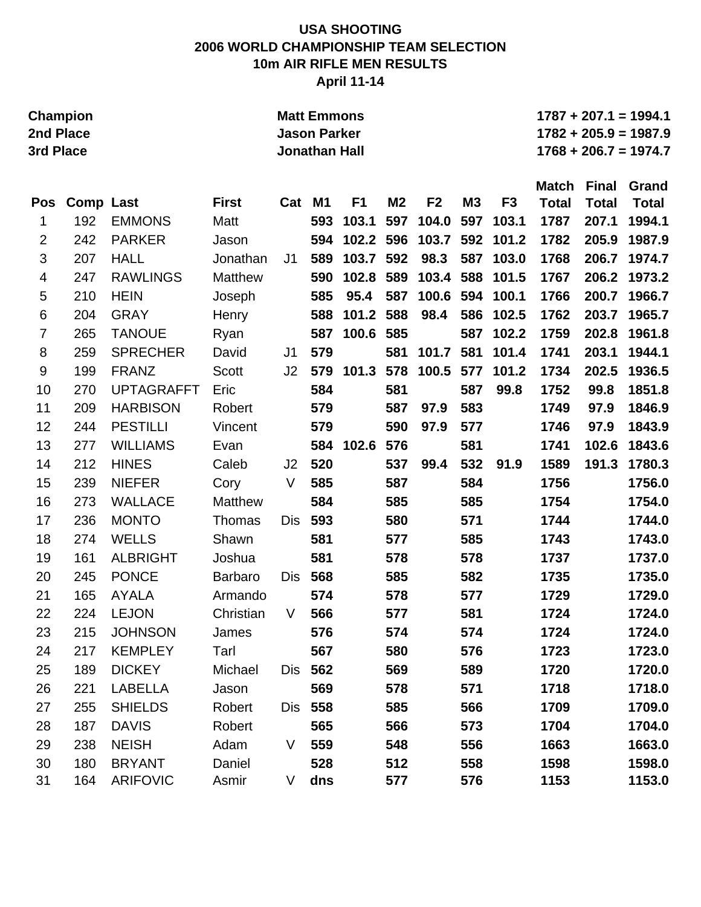**USA SHOOTING**
**2006 WORLD CHAMPIONSHIP TEAM SELECTION**
**10m AIR RIFLE MEN RESULTS**
**April 11-14**

| | | |
|---|---|---|
| **Champion** | **Matt Emmons** | **1787 + 207.1 = 1994.1** |
| **2nd Place** | **Jason Parker** | **1782 + 205.9 = 1987.9** |
| **3rd Place** | **Jonathan Hall** | **1768 + 206.7 = 1974.7** |

| Pos | Comp | Last | First | Cat | M1 | F1 | M2 | F2 | M3 | F3 | Match Total | Final Total | Grand Total |
|---|---|---|---|---|---|---|---|---|---|---|---|---|---|
| 1 | 192 | EMMONS | Matt | | 593 | 103.1 | 597 | 104.0 | 597 | 103.1 | 1787 | 207.1 | 1994.1 |
| 2 | 242 | PARKER | Jason | | 594 | 102.2 | 596 | 103.7 | 592 | 101.2 | 1782 | 205.9 | 1987.9 |
| 3 | 207 | HALL | Jonathan | J1 | 589 | 103.7 | 592 | 98.3 | 587 | 103.0 | 1768 | 206.7 | 1974.7 |
| 4 | 247 | RAWLINGS | Matthew | | 590 | 102.8 | 589 | 103.4 | 588 | 101.5 | 1767 | 206.2 | 1973.2 |
| 5 | 210 | HEIN | Joseph | | 585 | 95.4 | 587 | 100.6 | 594 | 100.1 | 1766 | 200.7 | 1966.7 |
| 6 | 204 | GRAY | Henry | | 588 | 101.2 | 588 | 98.4 | 586 | 102.5 | 1762 | 203.7 | 1965.7 |
| 7 | 265 | TANOUE | Ryan | | 587 | 100.6 | 585 | | 587 | 102.2 | 1759 | 202.8 | 1961.8 |
| 8 | 259 | SPRECHER | David | J1 | 579 | | 581 | 101.7 | 581 | 101.4 | 1741 | 203.1 | 1944.1 |
| 9 | 199 | FRANZ | Scott | J2 | 579 | 101.3 | 578 | 100.5 | 577 | 101.2 | 1734 | 202.5 | 1936.5 |
| 10 | 270 | UPTAGRAFFT | Eric | | 584 | | 581 | | 587 | 99.8 | 1752 | 99.8 | 1851.8 |
| 11 | 209 | HARBISON | Robert | | 579 | | 587 | 97.9 | 583 | | 1749 | 97.9 | 1846.9 |
| 12 | 244 | PESTILLI | Vincent | | 579 | | 590 | 97.9 | 577 | | 1746 | 97.9 | 1843.9 |
| 13 | 277 | WILLIAMS | Evan | | 584 | 102.6 | 576 | | 581 | | 1741 | 102.6 | 1843.6 |
| 14 | 212 | HINES | Caleb | J2 | 520 | | 537 | 99.4 | 532 | 91.9 | 1589 | 191.3 | 1780.3 |
| 15 | 239 | NIEFER | Cory | V | 585 | | 587 | | 584 | | 1756 | | 1756.0 |
| 16 | 273 | WALLACE | Matthew | | 584 | | 585 | | 585 | | 1754 | | 1754.0 |
| 17 | 236 | MONTO | Thomas | Dis | 593 | | 580 | | 571 | | 1744 | | 1744.0 |
| 18 | 274 | WELLS | Shawn | | 581 | | 577 | | 585 | | 1743 | | 1743.0 |
| 19 | 161 | ALBRIGHT | Joshua | | 581 | | 578 | | 578 | | 1737 | | 1737.0 |
| 20 | 245 | PONCE | Barbaro | Dis | 568 | | 585 | | 582 | | 1735 | | 1735.0 |
| 21 | 165 | AYALA | Armando | | 574 | | 578 | | 577 | | 1729 | | 1729.0 |
| 22 | 224 | LEJON | Christian | V | 566 | | 577 | | 581 | | 1724 | | 1724.0 |
| 23 | 215 | JOHNSON | James | | 576 | | 574 | | 574 | | 1724 | | 1724.0 |
| 24 | 217 | KEMPLEY | Tarl | | 567 | | 580 | | 576 | | 1723 | | 1723.0 |
| 25 | 189 | DICKEY | Michael | Dis | 562 | | 569 | | 589 | | 1720 | | 1720.0 |
| 26 | 221 | LABELLA | Jason | | 569 | | 578 | | 571 | | 1718 | | 1718.0 |
| 27 | 255 | SHIELDS | Robert | Dis | 558 | | 585 | | 566 | | 1709 | | 1709.0 |
| 28 | 187 | DAVIS | Robert | | 565 | | 566 | | 573 | | 1704 | | 1704.0 |
| 29 | 238 | NEISH | Adam | V | 559 | | 548 | | 556 | | 1663 | | 1663.0 |
| 30 | 180 | BRYANT | Daniel | | 528 | | 512 | | 558 | | 1598 | | 1598.0 |
| 31 | 164 | ARIFOVIC | Asmir | V | dns | | 577 | | 576 | | 1153 | | 1153.0 |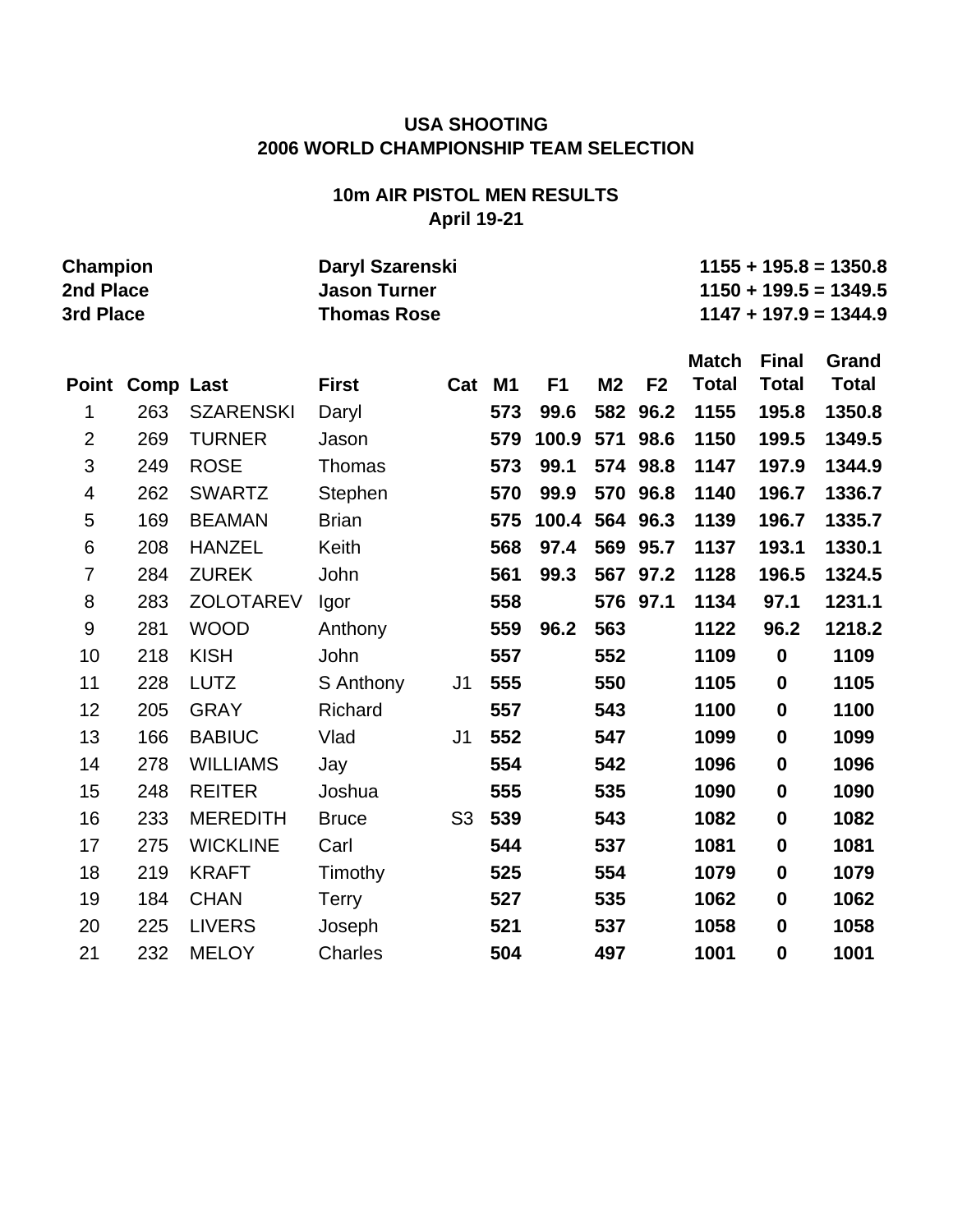**USA SHOOTING**
**2006 WORLD CHAMPIONSHIP TEAM SELECTION**

**10m AIR PISTOL MEN RESULTS**
**April 19-21**

| | | |
|---|---|---|
| **Champion** | **Daryl Szarenski** | **1155 + 195.8 = 1350.8** |
| **2nd Place** | **Jason Turner** | **1150 + 199.5 = 1349.5** |
| **3rd Place** | **Thomas Rose** | **1147 + 197.9 = 1344.9** |

| Point | Comp | Last | First | Cat | M1 | F1 | M2 | F2 | Match Total | Final Total | Grand Total |
|---|---|---|---|---|---|---|---|---|---|---|---|
| 1 | 263 | SZARENSKI | Daryl | | **573** | **99.6** | **582** | **96.2** | **1155** | **195.8** | **1350.8** |
| 2 | 269 | TURNER | Jason | | **579** | **100.9** | **571** | **98.6** | **1150** | **199.5** | **1349.5** |
| 3 | 249 | ROSE | Thomas | | **573** | **99.1** | **574** | **98.8** | **1147** | **197.9** | **1344.9** |
| 4 | 262 | SWARTZ | Stephen | | **570** | **99.9** | **570** | **96.8** | **1140** | **196.7** | **1336.7** |
| 5 | 169 | BEAMAN | Brian | | **575** | **100.4** | **564** | **96.3** | **1139** | **196.7** | **1335.7** |
| 6 | 208 | HANZEL | Keith | | **568** | **97.4** | **569** | **95.7** | **1137** | **193.1** | **1330.1** |
| 7 | 284 | ZUREK | John | | **561** | **99.3** | **567** | **97.2** | **1128** | **196.5** | **1324.5** |
| 8 | 283 | ZOLOTAREV | Igor | | **558** | | **576** | **97.1** | **1134** | **97.1** | **1231.1** |
| 9 | 281 | WOOD | Anthony | | **559** | **96.2** | **563** | | **1122** | **96.2** | **1218.2** |
| 10 | 218 | KISH | John | | **557** | | **552** | | **1109** | **0** | **1109** |
| 11 | 228 | LUTZ | S Anthony | J1 | **555** | | **550** | | **1105** | **0** | **1105** |
| 12 | 205 | GRAY | Richard | | **557** | | **543** | | **1100** | **0** | **1100** |
| 13 | 166 | BABIUC | Vlad | J1 | **552** | | **547** | | **1099** | **0** | **1099** |
| 14 | 278 | WILLIAMS | Jay | | **554** | | **542** | | **1096** | **0** | **1096** |
| 15 | 248 | REITER | Joshua | | **555** | | **535** | | **1090** | **0** | **1090** |
| 16 | 233 | MEREDITH | Bruce | S3 | **539** | | **543** | | **1082** | **0** | **1082** |
| 17 | 275 | WICKLINE | Carl | | **544** | | **537** | | **1081** | **0** | **1081** |
| 18 | 219 | KRAFT | Timothy | | **525** | | **554** | | **1079** | **0** | **1079** |
| 19 | 184 | CHAN | Terry | | **527** | | **535** | | **1062** | **0** | **1062** |
| 20 | 225 | LIVERS | Joseph | | **521** | | **537** | | **1058** | **0** | **1058** |
| 21 | 232 | MELOY | Charles | | **504** | | **497** | | **1001** | **0** | **1001** |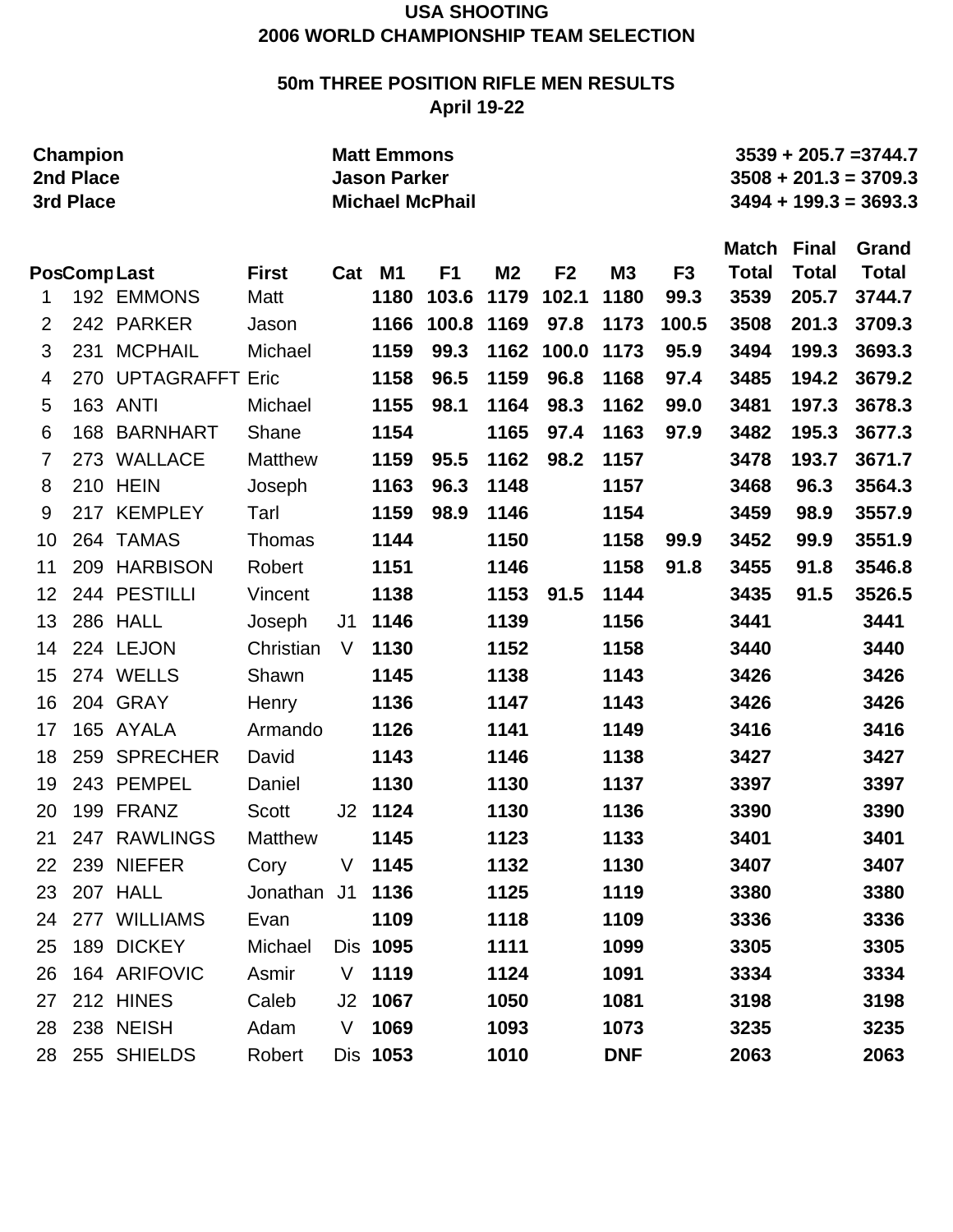# USA SHOOTING
# 2006 WORLD CHAMPIONSHIP TEAM SELECTION

## 50m THREE POSITION RIFLE MEN RESULTS
## April 19-22

| | | |
|---|---|---|
| **Champion** | **Matt Emmons** | **3539 + 205.7 =3744.7** |
| **2nd Place** | **Jason Parker** | **3508 + 201.3 = 3709.3** |
| **3rd Place** | **Michael McPhail** | **3494 + 199.3 = 3693.3** |

| Pos | Comp | Last | First | Cat | M1 | F1 | M2 | F2 | M3 | F3 | Match Total | Final Total | Grand Total |
|---|---|---|---|---|---|---|---|---|---|---|---|---|---|
| 1 | 192 | EMMONS | Matt | | 1180 | 103.6 | 1179 | 102.1 | 1180 | 99.3 | 3539 | 205.7 | 3744.7 |
| 2 | 242 | PARKER | Jason | | 1166 | 100.8 | 1169 | 97.8 | 1173 | 100.5 | 3508 | 201.3 | 3709.3 |
| 3 | 231 | MCPHAIL | Michael | | 1159 | 99.3 | 1162 | 100.0 | 1173 | 95.9 | 3494 | 199.3 | 3693.3 |
| 4 | 270 | UPTAGRAFFT | Eric | | 1158 | 96.5 | 1159 | 96.8 | 1168 | 97.4 | 3485 | 194.2 | 3679.2 |
| 5 | 163 | ANTI | Michael | | 1155 | 98.1 | 1164 | 98.3 | 1162 | 99.0 | 3481 | 197.3 | 3678.3 |
| 6 | 168 | BARNHART | Shane | | 1154 | | 1165 | 97.4 | 1163 | 97.9 | 3482 | 195.3 | 3677.3 |
| 7 | 273 | WALLACE | Matthew | | 1159 | 95.5 | 1162 | 98.2 | 1157 | | 3478 | 193.7 | 3671.7 |
| 8 | 210 | HEIN | Joseph | | 1163 | 96.3 | 1148 | | 1157 | | 3468 | 96.3 | 3564.3 |
| 9 | 217 | KEMPLEY | Tarl | | 1159 | 98.9 | 1146 | | 1154 | | 3459 | 98.9 | 3557.9 |
| 10 | 264 | TAMAS | Thomas | | 1144 | | 1150 | | 1158 | 99.9 | 3452 | 99.9 | 3551.9 |
| 11 | 209 | HARBISON | Robert | | 1151 | | 1146 | | 1158 | 91.8 | 3455 | 91.8 | 3546.8 |
| 12 | 244 | PESTILLI | Vincent | | 1138 | | 1153 | 91.5 | 1144 | | 3435 | 91.5 | 3526.5 |
| 13 | 286 | HALL | Joseph | J1 | 1146 | | 1139 | | 1156 | | 3441 | | 3441 |
| 14 | 224 | LEJON | Christian | V | 1130 | | 1152 | | 1158 | | 3440 | | 3440 |
| 15 | 274 | WELLS | Shawn | | 1145 | | 1138 | | 1143 | | 3426 | | 3426 |
| 16 | 204 | GRAY | Henry | | 1136 | | 1147 | | 1143 | | 3426 | | 3426 |
| 17 | 165 | AYALA | Armando | | 1126 | | 1141 | | 1149 | | 3416 | | 3416 |
| 18 | 259 | SPRECHER | David | | 1143 | | 1146 | | 1138 | | 3427 | | 3427 |
| 19 | 243 | PEMPEL | Daniel | | 1130 | | 1130 | | 1137 | | 3397 | | 3397 |
| 20 | 199 | FRANZ | Scott | J2 | 1124 | | 1130 | | 1136 | | 3390 | | 3390 |
| 21 | 247 | RAWLINGS | Matthew | | 1145 | | 1123 | | 1133 | | 3401 | | 3401 |
| 22 | 239 | NIEFER | Cory | V | 1145 | | 1132 | | 1130 | | 3407 | | 3407 |
| 23 | 207 | HALL | Jonathan | J1 | 1136 | | 1125 | | 1119 | | 3380 | | 3380 |
| 24 | 277 | WILLIAMS | Evan | | 1109 | | 1118 | | 1109 | | 3336 | | 3336 |
| 25 | 189 | DICKEY | Michael | Dis | 1095 | | 1111 | | 1099 | | 3305 | | 3305 |
| 26 | 164 | ARIFOVIC | Asmir | V | 1119 | | 1124 | | 1091 | | 3334 | | 3334 |
| 27 | 212 | HINES | Caleb | J2 | 1067 | | 1050 | | 1081 | | 3198 | | 3198 |
| 28 | 238 | NEISH | Adam | V | 1069 | | 1093 | | 1073 | | 3235 | | 3235 |
| 28 | 255 | SHIELDS | Robert | Dis | 1053 | | 1010 | | DNF | | 2063 | | 2063 |